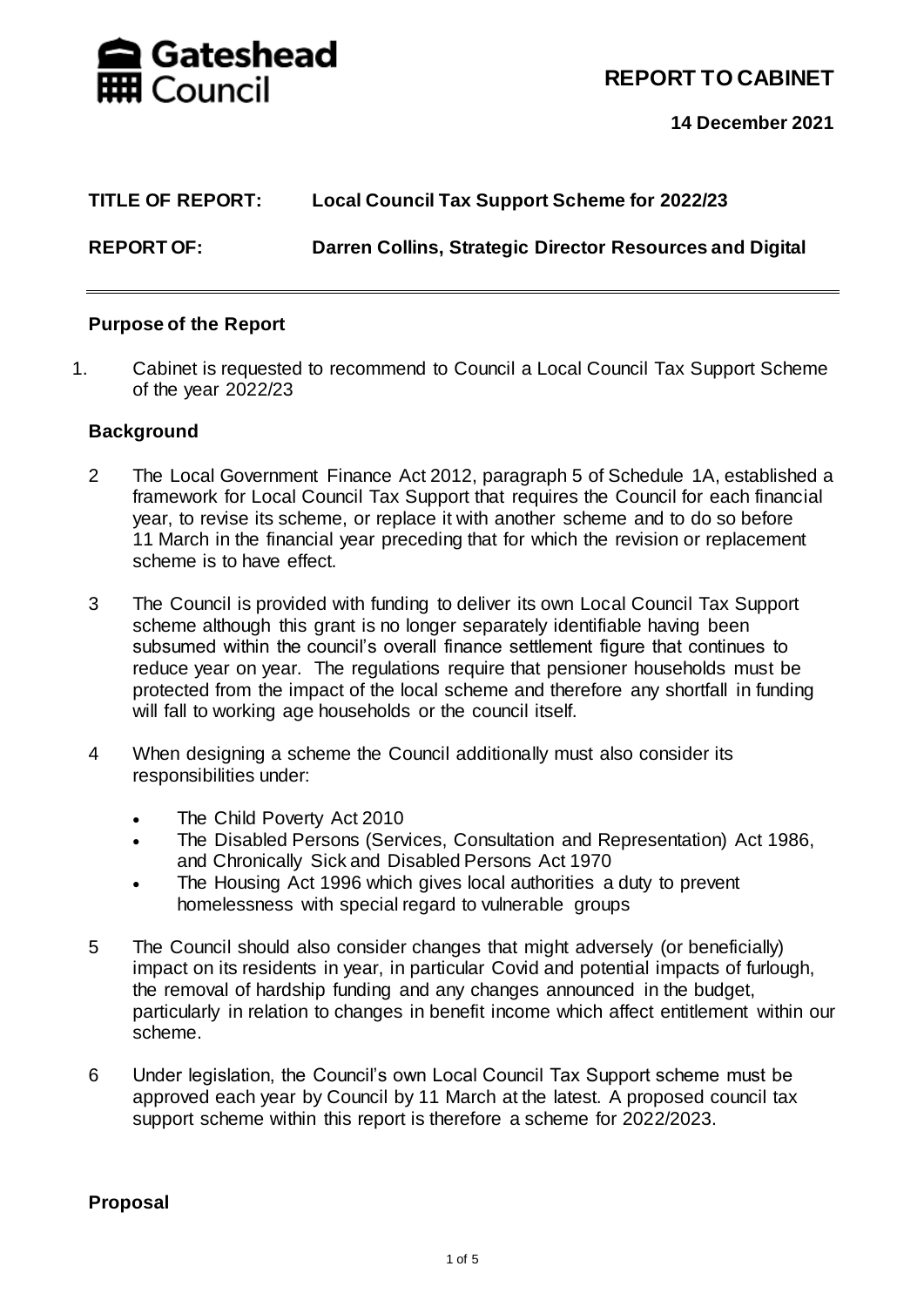Gateshead Council

**REPORT TO CABINET**

**14 December 2021**

| | |
|---|---|
| **TITLE OF REPORT:** | **Local Council Tax Support Scheme for 2022/23** |
| **REPORT OF:** | **Darren Collins, Strategic Director Resources and Digital** |

## Purpose of the Report

1. Cabinet is requested to recommend to Council a Local Council Tax Support Scheme of the year 2022/23

## Background

2 The Local Government Finance Act 2012, paragraph 5 of Schedule 1A, established a framework for Local Council Tax Support that requires the Council for each financial year, to revise its scheme, or replace it with another scheme and to do so before 11 March in the financial year preceding that for which the revision or replacement scheme is to have effect.

3 The Council is provided with funding to deliver its own Local Council Tax Support scheme although this grant is no longer separately identifiable having been subsumed within the council's overall finance settlement figure that continues to reduce year on year. The regulations require that pensioner households must be protected from the impact of the local scheme and therefore any shortfall in funding will fall to working age households or the council itself.

4 When designing a scheme the Council additionally must also consider its responsibilities under:

- The Child Poverty Act 2010
- The Disabled Persons (Services, Consultation and Representation) Act 1986, and Chronically Sick and Disabled Persons Act 1970
- The Housing Act 1996 which gives local authorities a duty to prevent homelessness with special regard to vulnerable groups

5 The Council should also consider changes that might adversely (or beneficially) impact on its residents in year, in particular Covid and potential impacts of furlough, the removal of hardship funding and any changes announced in the budget, particularly in relation to changes in benefit income which affect entitlement within our scheme.

6 Under legislation, the Council's own Local Council Tax Support scheme must be approved each year by Council by 11 March at the latest. A proposed council tax support scheme within this report is therefore a scheme for 2022/2023.

## Proposal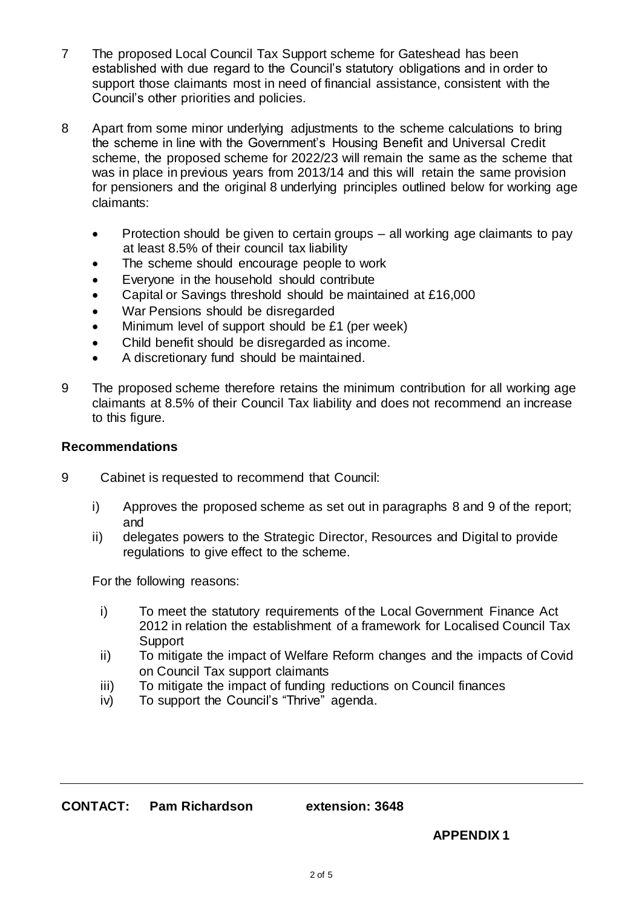7 The proposed Local Council Tax Support scheme for Gateshead has been established with due regard to the Council's statutory obligations and in order to support those claimants most in need of financial assistance, consistent with the Council's other priorities and policies.

8 Apart from some minor underlying adjustments to the scheme calculations to bring the scheme in line with the Government's Housing Benefit and Universal Credit scheme, the proposed scheme for 2022/23 will remain the same as the scheme that was in place in previous years from 2013/14 and this will retain the same provision for pensioners and the original 8 underlying principles outlined below for working age claimants:

- Protection should be given to certain groups – all working age claimants to pay at least 8.5% of their council tax liability
- The scheme should encourage people to work
- Everyone in the household should contribute
- Capital or Savings threshold should be maintained at £16,000
- War Pensions should be disregarded
- Minimum level of support should be £1 (per week)
- Child benefit should be disregarded as income.
- A discretionary fund should be maintained.

9 The proposed scheme therefore retains the minimum contribution for all working age claimants at 8.5% of their Council Tax liability and does not recommend an increase to this figure.

## Recommendations

9 Cabinet is requested to recommend that Council:

i) Approves the proposed scheme as set out in paragraphs 8 and 9 of the report; and

ii) delegates powers to the Strategic Director, Resources and Digital to provide regulations to give effect to the scheme.

For the following reasons:

i) To meet the statutory requirements of the Local Government Finance Act 2012 in relation the establishment of a framework for Localised Council Tax Support

ii) To mitigate the impact of Welfare Reform changes and the impacts of Covid on Council Tax support claimants

iii) To mitigate the impact of funding reductions on Council finances

iv) To support the Council's "Thrive" agenda.

---

**CONTACT: Pam Richardson extension: 3648**

**APPENDIX 1**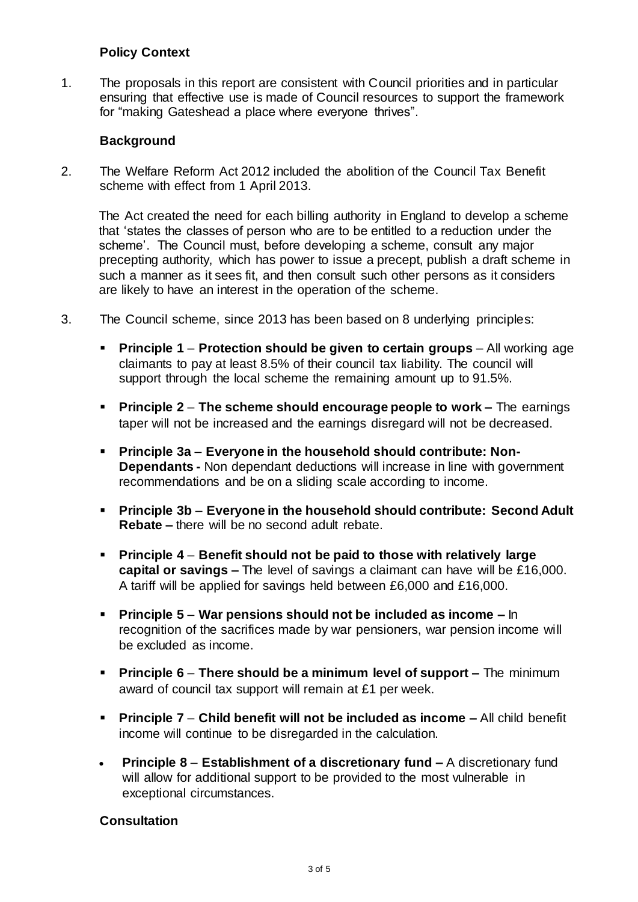## Policy Context

1. The proposals in this report are consistent with Council priorities and in particular ensuring that effective use is made of Council resources to support the framework for "making Gateshead a place where everyone thrives".

## Background

2. The Welfare Reform Act 2012 included the abolition of the Council Tax Benefit scheme with effect from 1 April 2013.

   The Act created the need for each billing authority in England to develop a scheme that 'states the classes of person who are to be entitled to a reduction under the scheme'. The Council must, before developing a scheme, consult any major precepting authority, which has power to issue a precept, publish a draft scheme in such a manner as it sees fit, and then consult such other persons as it considers are likely to have an interest in the operation of the scheme.

3. The Council scheme, since 2013 has been based on 8 underlying principles:

   - **Principle 1** – **Protection should be given to certain groups** – All working age claimants to pay at least 8.5% of their council tax liability. The council will support through the local scheme the remaining amount up to 91.5%.
   - **Principle 2** – **The scheme should encourage people to work –** The earnings taper will not be increased and the earnings disregard will not be decreased.
   - **Principle 3a** – **Everyone in the household should contribute: Non-Dependants -** Non dependant deductions will increase in line with government recommendations and be on a sliding scale according to income.
   - **Principle 3b** – **Everyone in the household should contribute: Second Adult Rebate –** there will be no second adult rebate.
   - **Principle 4** – **Benefit should not be paid to those with relatively large capital or savings –** The level of savings a claimant can have will be £16,000. A tariff will be applied for savings held between £6,000 and £16,000.
   - **Principle 5** – **War pensions should not be included as income –** In recognition of the sacrifices made by war pensioners, war pension income will be excluded as income.
   - **Principle 6** – **There should be a minimum level of support –** The minimum award of council tax support will remain at £1 per week.
   - **Principle 7** – **Child benefit will not be included as income –** All child benefit income will continue to be disregarded in the calculation.
   - **Principle 8** – **Establishment of a discretionary fund –** A discretionary fund will allow for additional support to be provided to the most vulnerable in exceptional circumstances.

## Consultation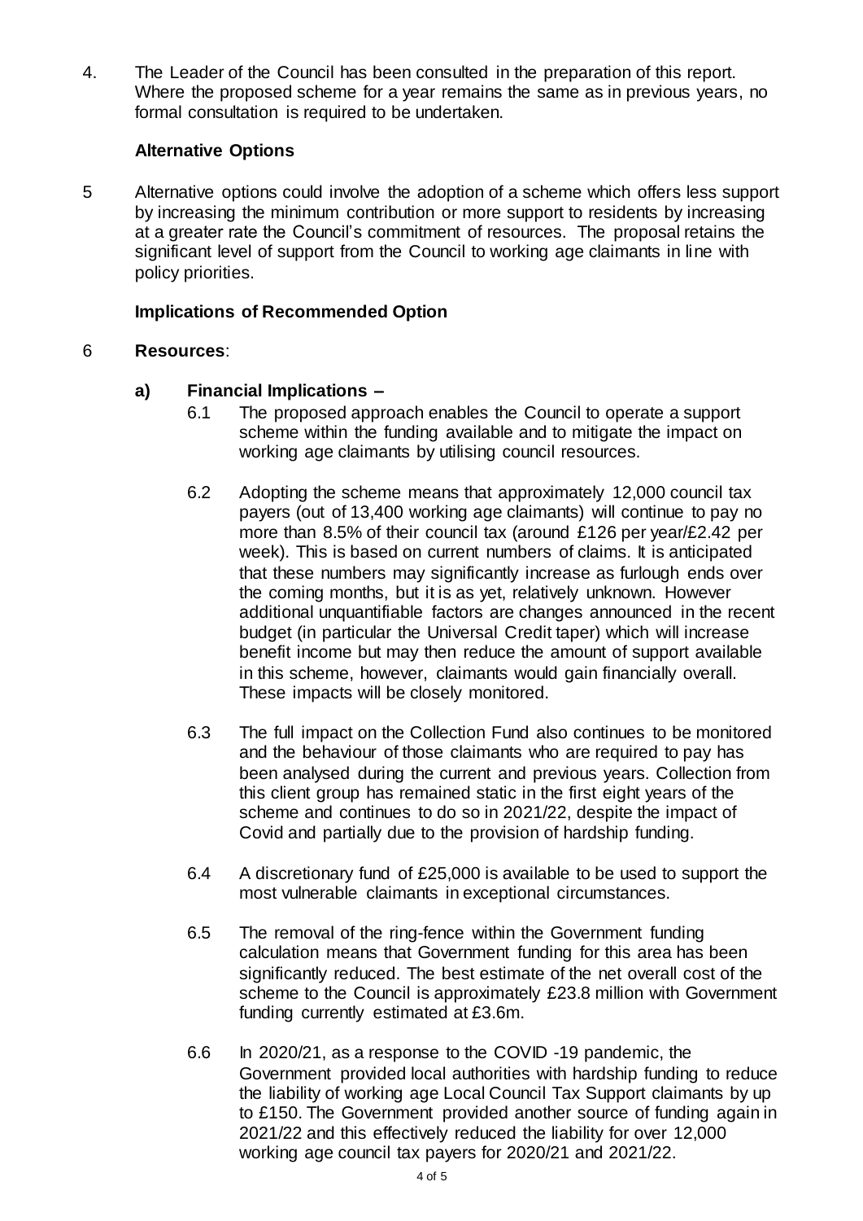4. The Leader of the Council has been consulted in the preparation of this report. Where the proposed scheme for a year remains the same as in previous years, no formal consultation is required to be undertaken.

**Alternative Options**

5 Alternative options could involve the adoption of a scheme which offers less support by increasing the minimum contribution or more support to residents by increasing at a greater rate the Council's commitment of resources. The proposal retains the significant level of support from the Council to working age claimants in line with policy priorities.

**Implications of Recommended Option**

6 **Resources**:

**a) Financial Implications –**

6.1 The proposed approach enables the Council to operate a support scheme within the funding available and to mitigate the impact on working age claimants by utilising council resources.

6.2 Adopting the scheme means that approximately 12,000 council tax payers (out of 13,400 working age claimants) will continue to pay no more than 8.5% of their council tax (around £126 per year/£2.42 per week). This is based on current numbers of claims. It is anticipated that these numbers may significantly increase as furlough ends over the coming months, but it is as yet, relatively unknown. However additional unquantifiable factors are changes announced in the recent budget (in particular the Universal Credit taper) which will increase benefit income but may then reduce the amount of support available in this scheme, however, claimants would gain financially overall. These impacts will be closely monitored.

6.3 The full impact on the Collection Fund also continues to be monitored and the behaviour of those claimants who are required to pay has been analysed during the current and previous years. Collection from this client group has remained static in the first eight years of the scheme and continues to do so in 2021/22, despite the impact of Covid and partially due to the provision of hardship funding.

6.4 A discretionary fund of £25,000 is available to be used to support the most vulnerable claimants in exceptional circumstances.

6.5 The removal of the ring-fence within the Government funding calculation means that Government funding for this area has been significantly reduced. The best estimate of the net overall cost of the scheme to the Council is approximately £23.8 million with Government funding currently estimated at £3.6m.

6.6 In 2020/21, as a response to the COVID -19 pandemic, the Government provided local authorities with hardship funding to reduce the liability of working age Local Council Tax Support claimants by up to £150. The Government provided another source of funding again in 2021/22 and this effectively reduced the liability for over 12,000 working age council tax payers for 2020/21 and 2021/22.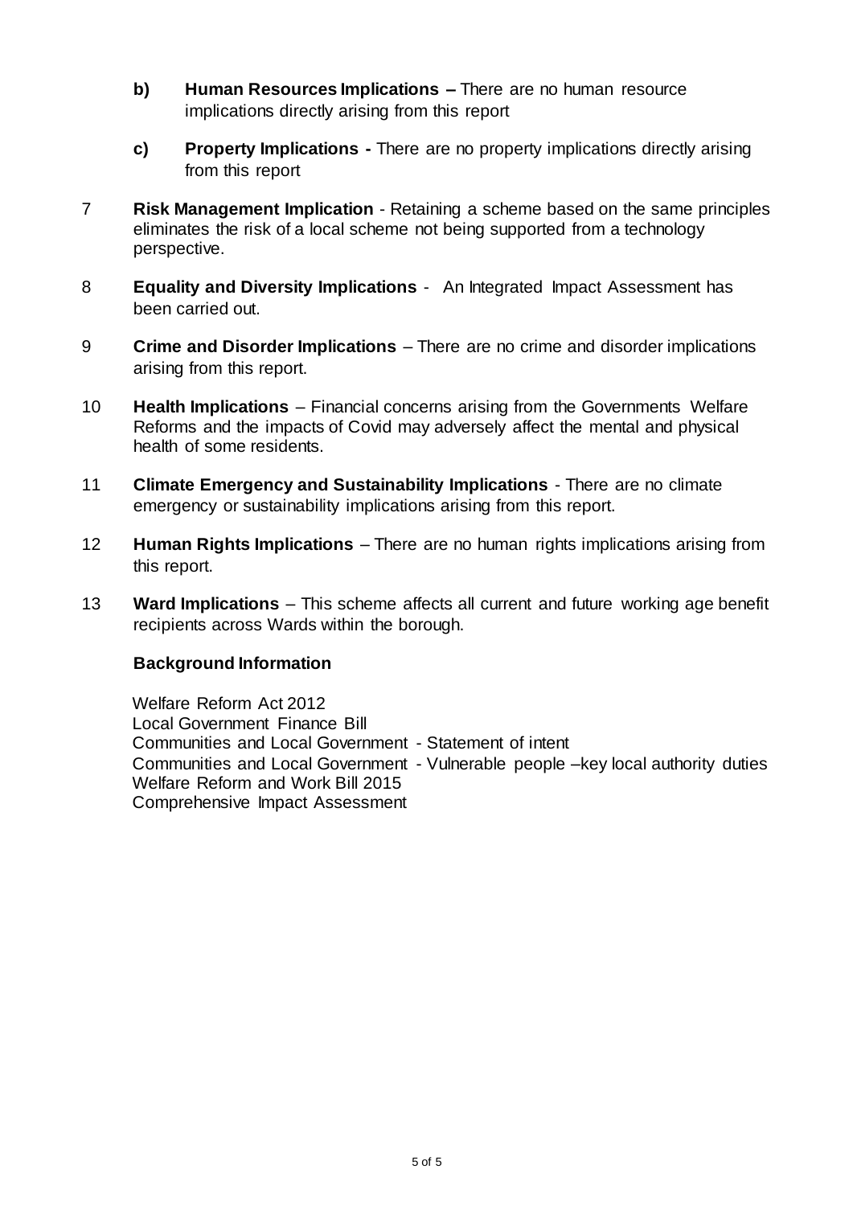**b) Human Resources Implications –** There are no human resource implications directly arising from this report

**c) Property Implications -** There are no property implications directly arising from this report

7 **Risk Management Implication** - Retaining a scheme based on the same principles eliminates the risk of a local scheme not being supported from a technology perspective.

8 **Equality and Diversity Implications** - An Integrated Impact Assessment has been carried out.

9 **Crime and Disorder Implications** – There are no crime and disorder implications arising from this report.

10 **Health Implications** – Financial concerns arising from the Governments Welfare Reforms and the impacts of Covid may adversely affect the mental and physical health of some residents.

11 **Climate Emergency and Sustainability Implications** - There are no climate emergency or sustainability implications arising from this report.

12 **Human Rights Implications** – There are no human rights implications arising from this report.

13 **Ward Implications** – This scheme affects all current and future working age benefit recipients across Wards within the borough.

**Background Information**

Welfare Reform Act 2012
Local Government Finance Bill
Communities and Local Government - Statement of intent
Communities and Local Government - Vulnerable people –key local authority duties
Welfare Reform and Work Bill 2015
Comprehensive Impact Assessment